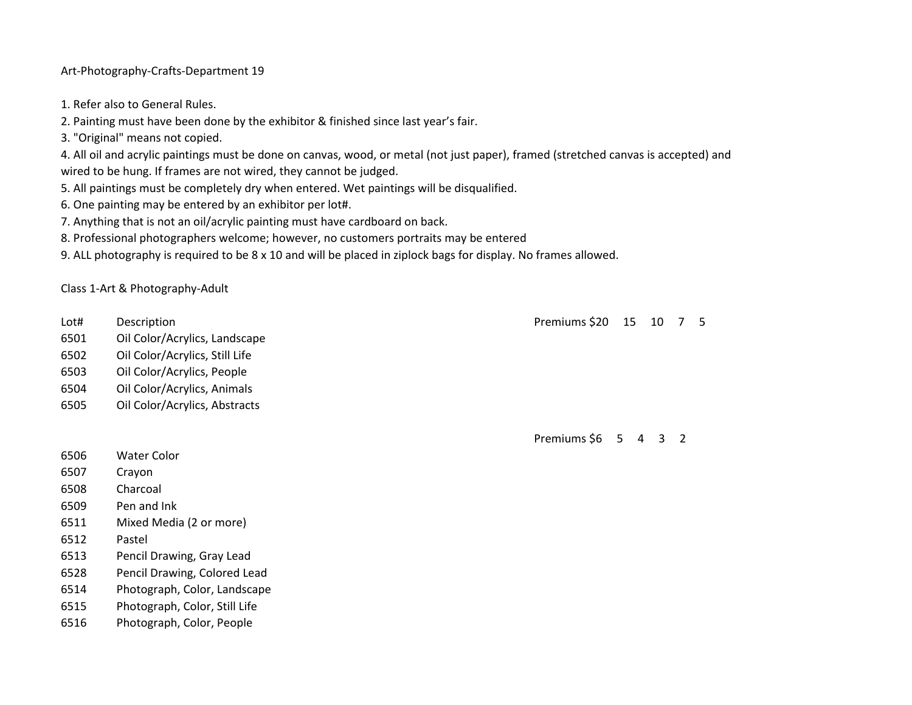# Art-Photography-Crafts-Department 19

1. Refer also to General Rules.
2. Painting must have been done by the exhibitor & finished since last year's fair.
3. "Original" means not copied.
4. All oil and acrylic paintings must be done on canvas, wood, or metal (not just paper), framed (stretched canvas is accepted) and wired to be hung. If frames are not wired, they cannot be judged.
5. All paintings must be completely dry when entered. Wet paintings will be disqualified.
6. One painting may be entered by an exhibitor per lot#.
7. Anything that is not an oil/acrylic painting must have cardboard on back.
8. Professional photographers welcome; however, no customers portraits may be entered
9. ALL photography is required to be 8 x 10 and will be placed in ziplock bags for display. No frames allowed.

## Class 1-Art & Photography-Adult

| Lot# | Description | Premiums $20 15 10 7 5 |
|---|---|---|
| 6501 | Oil Color/Acrylics, Landscape | |
| 6502 | Oil Color/Acrylics, Still Life | |
| 6503 | Oil Color/Acrylics, People | |
| 6504 | Oil Color/Acrylics, Animals | |
| 6505 | Oil Color/Acrylics, Abstracts | |

| Lot# | Description | Premiums $6 5 4 3 2 |
|---|---|---|
| 6506 | Water Color | |
| 6507 | Crayon | |
| 6508 | Charcoal | |
| 6509 | Pen and Ink | |
| 6511 | Mixed Media (2 or more) | |
| 6512 | Pastel | |
| 6513 | Pencil Drawing, Gray Lead | |
| 6528 | Pencil Drawing, Colored Lead | |
| 6514 | Photograph, Color, Landscape | |
| 6515 | Photograph, Color, Still Life | |
| 6516 | Photograph, Color, People | |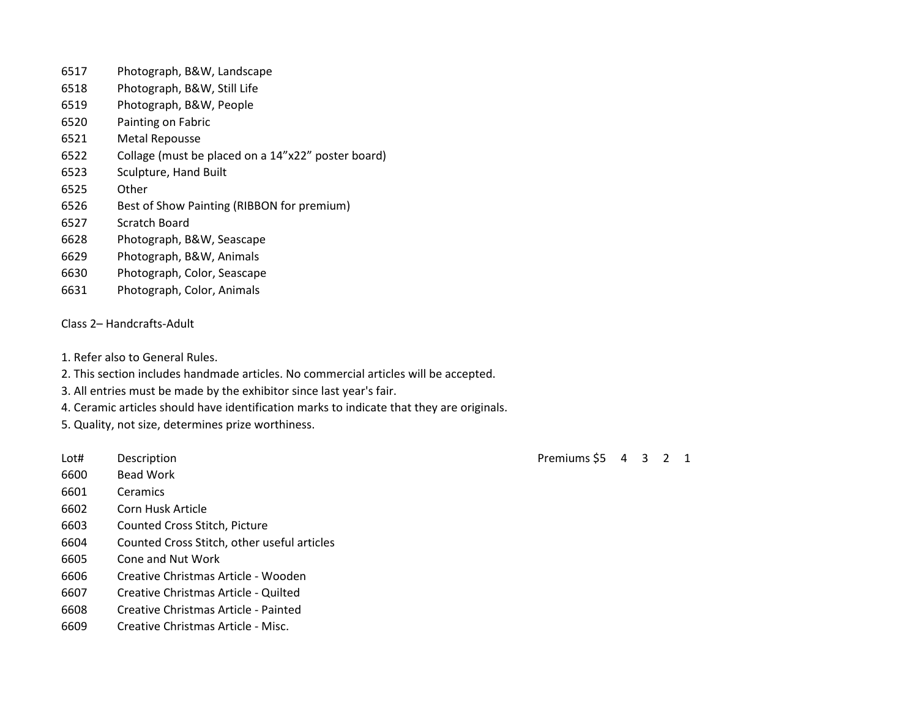| | |
|---|---|
| 6517 | Photograph, B&W, Landscape |
| 6518 | Photograph, B&W, Still Life |
| 6519 | Photograph, B&W, People |
| 6520 | Painting on Fabric |
| 6521 | Metal Repousse |
| 6522 | Collage (must be placed on a 14”x22” poster board) |
| 6523 | Sculpture, Hand Built |
| 6525 | Other |
| 6526 | Best of Show Painting (RIBBON for premium) |
| 6527 | Scratch Board |
| 6628 | Photograph, B&W, Seascape |
| 6629 | Photograph, B&W, Animals |
| 6630 | Photograph, Color, Seascape |
| 6631 | Photograph, Color, Animals |

## Class 2– Handcrafts-Adult

1. Refer also to General Rules.
2. This section includes handmade articles. No commercial articles will be accepted.
3. All entries must be made by the exhibitor since last year's fair.
4. Ceramic articles should have identification marks to indicate that they are originals.
5. Quality, not size, determines prize worthiness.

| Lot# | Description | Premiums $5 4 3 2 1 |
|---|---|---|
| 6600 | Bead Work | |
| 6601 | Ceramics | |
| 6602 | Corn Husk Article | |
| 6603 | Counted Cross Stitch, Picture | |
| 6604 | Counted Cross Stitch, other useful articles | |
| 6605 | Cone and Nut Work | |
| 6606 | Creative Christmas Article - Wooden | |
| 6607 | Creative Christmas Article - Quilted | |
| 6608 | Creative Christmas Article - Painted | |
| 6609 | Creative Christmas Article - Misc. | |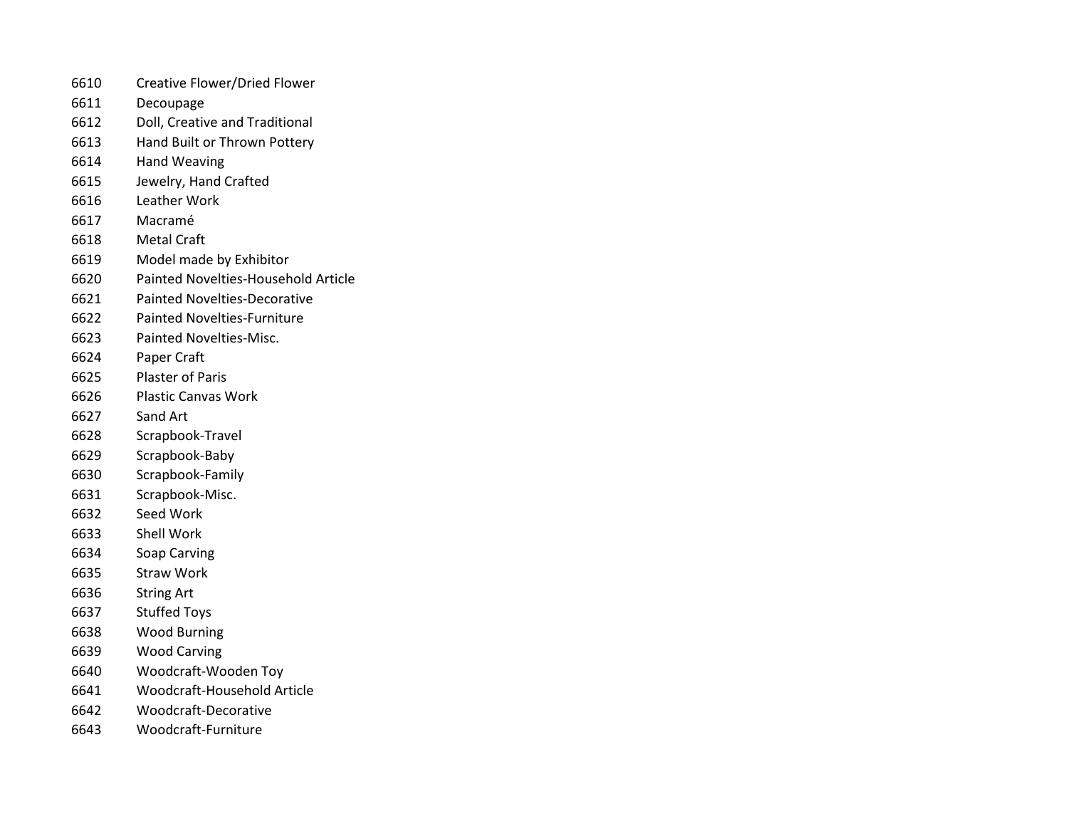6610 Creative Flower/Dried Flower
6611 Decoupage
6612 Doll, Creative and Traditional
6613 Hand Built or Thrown Pottery
6614 Hand Weaving
6615 Jewelry, Hand Crafted
6616 Leather Work
6617 Macramé
6618 Metal Craft
6619 Model made by Exhibitor
6620 Painted Novelties-Household Article
6621 Painted Novelties-Decorative
6622 Painted Novelties-Furniture
6623 Painted Novelties-Misc.
6624 Paper Craft
6625 Plaster of Paris
6626 Plastic Canvas Work
6627 Sand Art
6628 Scrapbook-Travel
6629 Scrapbook-Baby
6630 Scrapbook-Family
6631 Scrapbook-Misc.
6632 Seed Work
6633 Shell Work
6634 Soap Carving
6635 Straw Work
6636 String Art
6637 Stuffed Toys
6638 Wood Burning
6639 Wood Carving
6640 Woodcraft-Wooden Toy
6641 Woodcraft-Household Article
6642 Woodcraft-Decorative
6643 Woodcraft-Furniture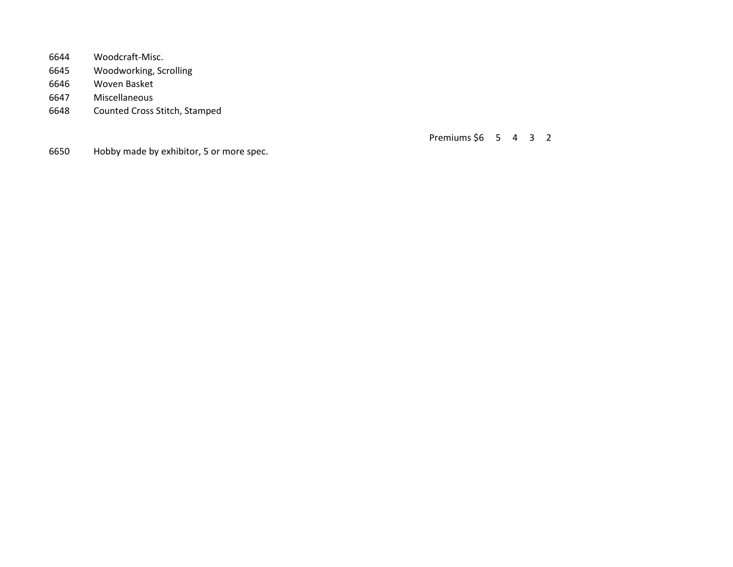| | |
|---|---|
| 6644 | Woodcraft-Misc. |
| 6645 | Woodworking, Scrolling |
| 6646 | Woven Basket |
| 6647 | Miscellaneous |
| 6648 | Counted Cross Stitch, Stamped |

Premiums $6 5 4 3 2

| | |
|---|---|
| 6650 | Hobby made by exhibitor, 5 or more spec. |